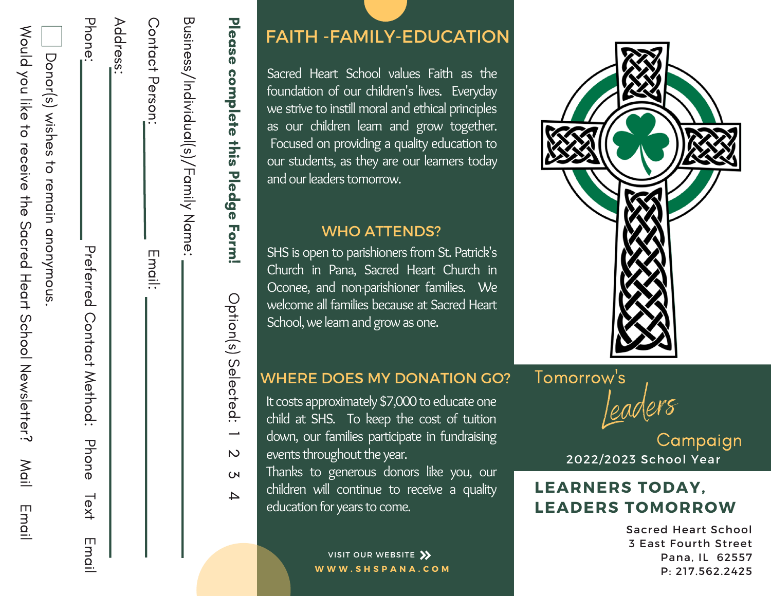## Please complete this Pledge Form!

Option(s) Selected: 1 2 3 4

Business/Individual(s)/Family Name: ____________________

Contact Person: ____________________ Email: ____________________

Address: ____________________

Phone: ____________________ Preferred Contact Method: Phone Text Email

☐ Donor(s) wishes to remain anonymous.

Would you like to receive the Sacred Heart School Newsletter? Mail Email

## FAITH -FAMILY-EDUCATION

Sacred Heart School values Faith as the foundation of our children's lives. Everyday we strive to instill moral and ethical principles as our children learn and grow together. Focused on providing a quality education to our students, as they are our learners today and our leaders tomorrow.

## WHO ATTENDS?

SHS is open to parishioners from St. Patrick's Church in Pana, Sacred Heart Church in Oconee, and non-parishioner families. We welcome all families because at Sacred Heart School, we learn and grow as one.

## WHERE DOES MY DONATION GO?

It costs approximately $7,000 to educate one child at SHS. To keep the cost of tuition down, our families participate in fundraising events throughout the year.
Thanks to generous donors like you, our children will continue to receive a quality education for years to come.

VISIT OUR WEBSITE »
WWW.SHSPANA.COM

# Tomorrow's *Leaders* Campaign

2022/2023 School Year

## LEARNERS TODAY, LEADERS TOMORROW

Sacred Heart School
3 East Fourth Street
Pana, IL 62557
P: 217.562.2425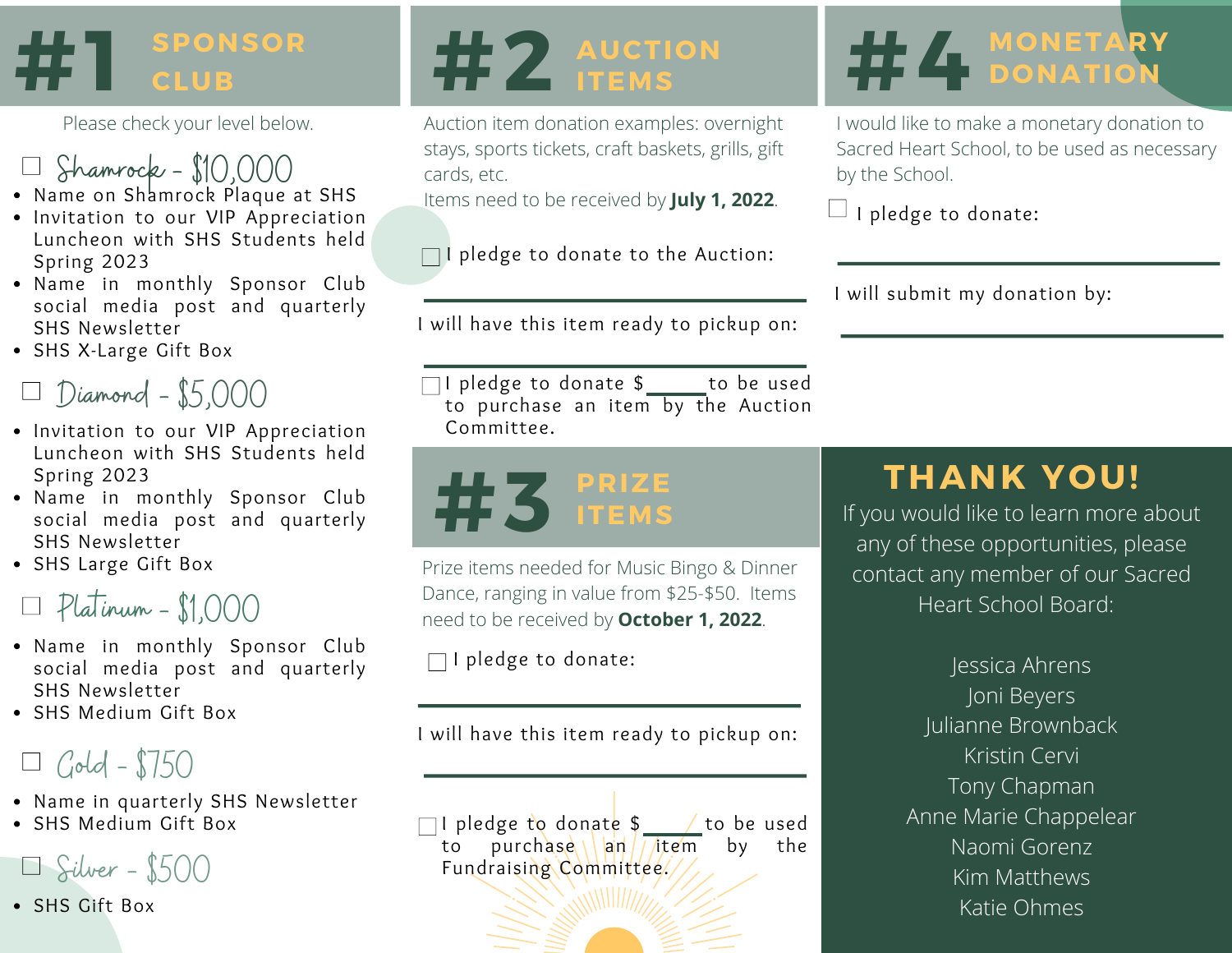## #1 SPONSOR CLUB

Please check your level below.

☐ Shamrock - $10,000

- Name on Shamrock Plaque at SHS
- Invitation to our VIP Appreciation Luncheon with SHS Students held Spring 2023
- Name in monthly Sponsor Club social media post and quarterly SHS Newsletter
- SHS X-Large Gift Box

☐ Diamond - $5,000

- Invitation to our VIP Appreciation Luncheon with SHS Students held Spring 2023
- Name in monthly Sponsor Club social media post and quarterly SHS Newsletter
- SHS Large Gift Box

☐ Platinum - $1,000

- Name in monthly Sponsor Club social media post and quarterly SHS Newsletter
- SHS Medium Gift Box

☐ Gold - $750

- Name in quarterly SHS Newsletter
- SHS Medium Gift Box

☐ Silver - $500

- SHS Gift Box

## #2 AUCTION ITEMS

Auction item donation examples: overnight stays, sports tickets, craft baskets, grills, gift cards, etc.

Items need to be received by **July 1, 2022**.

☐ I pledge to donate to the Auction:

_______________________________

I will have this item ready to pickup on:

_______________________________

☐ I pledge to donate $______ to be used to purchase an item by the Auction Committee.

## #3 PRIZE ITEMS

Prize items needed for Music Bingo & Dinner Dance, ranging in value from $25-$50. Items need to be received by **October 1, 2022**.

☐ I pledge to donate:

_______________________________

I will have this item ready to pickup on:

_______________________________

☐ I pledge to donate $______ to be used to purchase an item by the Fundraising Committee.

## #4 MONETARY DONATION

I would like to make a monetary donation to Sacred Heart School, to be used as necessary by the School.

☐ I pledge to donate:

_______________________________

I will submit my donation by:

_______________________________

## THANK YOU!

If you would like to learn more about any of these opportunities, please contact any member of our Sacred Heart School Board:

Jessica Ahrens
Joni Beyers
Julianne Brownback
Kristin Cervi
Tony Chapman
Anne Marie Chappelear
Naomi Gorenz
Kim Matthews
Katie Ohmes